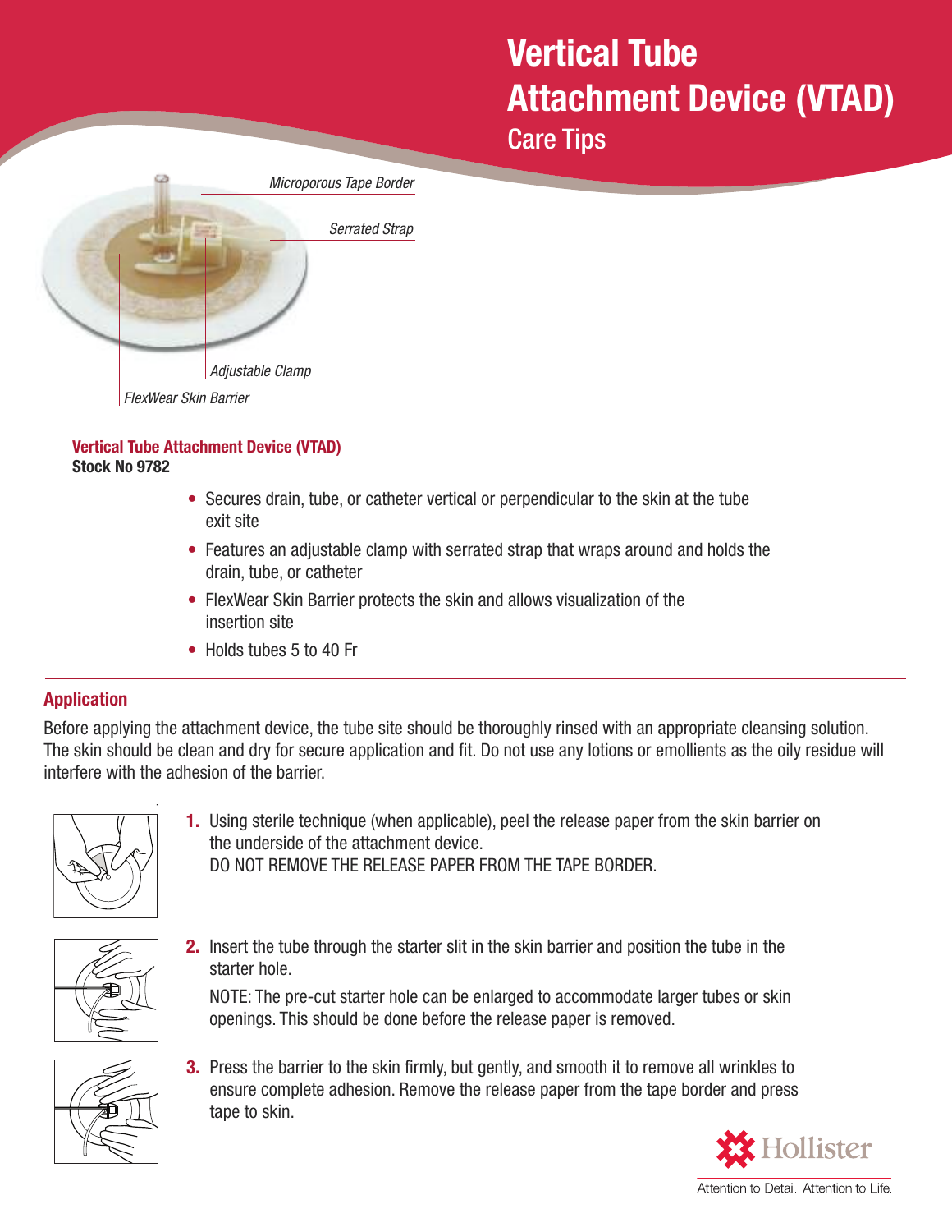# Vertical Tube Attachment Device (VTAD)

## Care Tips

*Microporous Tape Border*

*Serrated Strap*

*Adjustable Clamp*

*FlexWear Skin Barrier*

**Vertical Tube Attachment Device (VTAD)**
**Stock No 9782**

- Secures drain, tube, or catheter vertical or perpendicular to the skin at the tube exit site
- Features an adjustable clamp with serrated strap that wraps around and holds the drain, tube, or catheter
- FlexWear Skin Barrier protects the skin and allows visualization of the insertion site
- Holds tubes 5 to 40 Fr

## Application

Before applying the attachment device, the tube site should be thoroughly rinsed with an appropriate cleansing solution. The skin should be clean and dry for secure application and fit. Do not use any lotions or emollients as the oily residue will interfere with the adhesion of the barrier.

1. Using sterile technique (when applicable), peel the release paper from the skin barrier on the underside of the attachment device.
   DO NOT REMOVE THE RELEASE PAPER FROM THE TAPE BORDER.

2. Insert the tube through the starter slit in the skin barrier and position the tube in the starter hole.

   NOTE: The pre-cut starter hole can be enlarged to accommodate larger tubes or skin openings. This should be done before the release paper is removed.

3. Press the barrier to the skin firmly, but gently, and smooth it to remove all wrinkles to ensure complete adhesion. Remove the release paper from the tape border and press tape to skin.

Hollister

Attention to Detail. Attention to Life.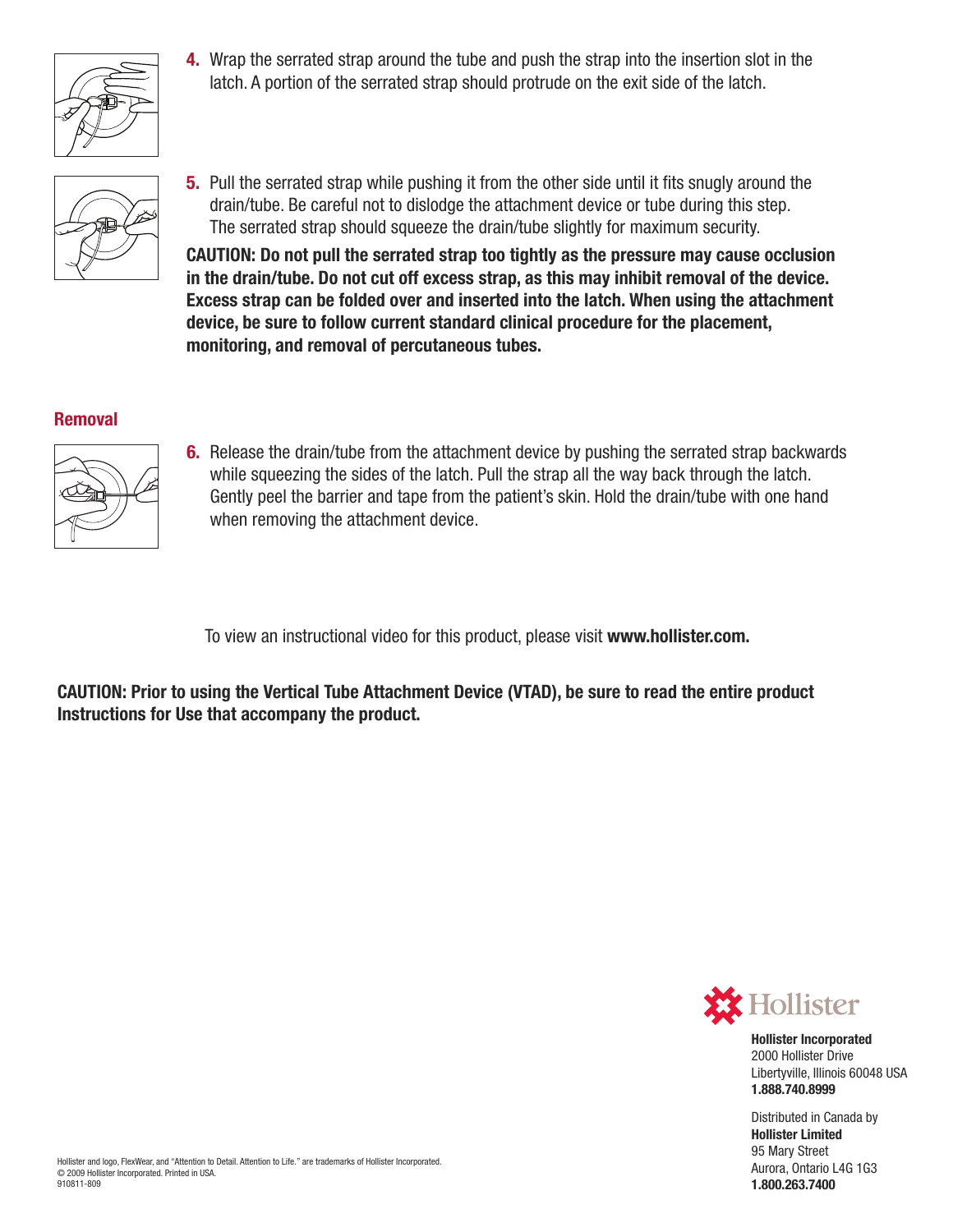4. Wrap the serrated strap around the tube and push the strap into the insertion slot in the latch. A portion of the serrated strap should protrude on the exit side of the latch.

5. Pull the serrated strap while pushing it from the other side until it fits snugly around the drain/tube. Be careful not to dislodge the attachment device or tube during this step. The serrated strap should squeeze the drain/tube slightly for maximum security.

**CAUTION: Do not pull the serrated strap too tightly as the pressure may cause occlusion in the drain/tube. Do not cut off excess strap, as this may inhibit removal of the device. Excess strap can be folded over and inserted into the latch. When using the attachment device, be sure to follow current standard clinical procedure for the placement, monitoring, and removal of percutaneous tubes.**

## Removal

6. Release the drain/tube from the attachment device by pushing the serrated strap backwards while squeezing the sides of the latch. Pull the strap all the way back through the latch. Gently peel the barrier and tape from the patient's skin. Hold the drain/tube with one hand when removing the attachment device.

To view an instructional video for this product, please visit **www.hollister.com.**

**CAUTION: Prior to using the Vertical Tube Attachment Device (VTAD), be sure to read the entire product Instructions for Use that accompany the product.**

Hollister

**Hollister Incorporated**
2000 Hollister Drive
Libertyville, Illinois 60048 USA
**1.888.740.8999**

Distributed in Canada by
**Hollister Limited**
95 Mary Street
Aurora, Ontario L4G 1G3
**1.800.263.7400**

Hollister and logo, FlexWear, and "Attention to Detail. Attention to Life." are trademarks of Hollister Incorporated.
© 2009 Hollister Incorporated. Printed in USA.
910811-809